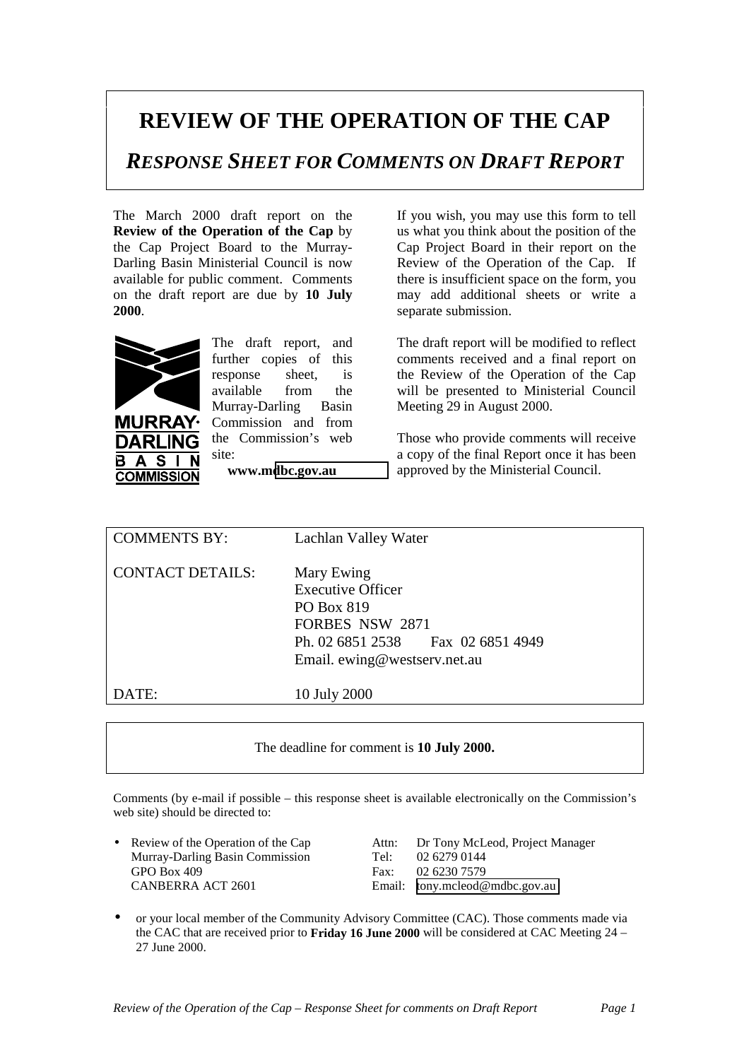# REVIEW OF THE OPERATION OF THE CAP

## *RESPONSE SHEET FOR COMMENTS ON DRAFT REPORT*

The March 2000 draft report on the **Review of the Operation of the Cap** by the Cap Project Board to the Murray-Darling Basin Ministerial Council is now available for public comment. Comments on the draft report are due by **10 July 2000**.

MURRAY-DARLING BASIN COMMISSION

The draft report, and further copies of this response sheet, is available from the Murray-Darling Basin Commission and from the Commission's web site:

**www.mdbc.gov.au**

If you wish, you may use this form to tell us what you think about the position of the Cap Project Board in their report on the Review of the Operation of the Cap. If there is insufficient space on the form, you may add additional sheets or write a separate submission.

The draft report will be modified to reflect comments received and a final report on the Review of the Operation of the Cap will be presented to Ministerial Council Meeting 29 in August 2000.

Those who provide comments will receive a copy of the final Report once it has been approved by the Ministerial Council.

| | |
|---|---|
| COMMENTS BY: | Lachlan Valley Water |
| CONTACT DETAILS: | Mary Ewing<br>Executive Officer<br>PO Box 819<br>FORBES NSW 2871<br>Ph. 02 6851 2538 Fax 02 6851 4949<br>Email. ewing@westserv.net.au |
| DATE: | 10 July 2000 |

The deadline for comment is **10 July 2000.**

Comments (by e-mail if possible – this response sheet is available electronically on the Commission's web site) should be directed to:

- Review of the Operation of the Cap
  Murray-Darling Basin Commission
  GPO Box 409
  CANBERRA ACT 2601

  Attn: Dr Tony McLeod, Project Manager
  Tel: 02 6279 0144
  Fax: 02 6230 7579
  Email: tony.mcleod@mdbc.gov.au

- or your local member of the Community Advisory Committee (CAC). Those comments made via the CAC that are received prior to **Friday 16 June 2000** will be considered at CAC Meeting 24 – 27 June 2000.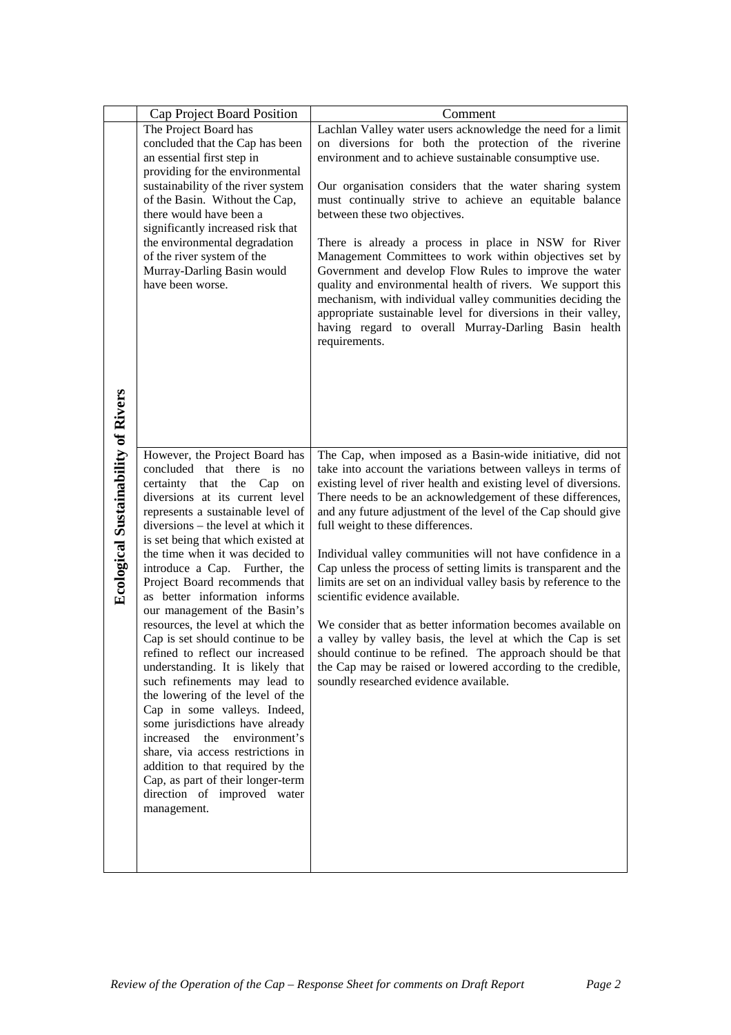|  | Cap Project Board Position | Comment |
|---|---|---|
| **Ecological Sustainability of Rivers** | The Project Board has concluded that the Cap has been an essential first step in providing for the environmental sustainability of the river system of the Basin. Without the Cap, there would have been a significantly increased risk that the environmental degradation of the river system of the Murray-Darling Basin would have been worse. | Lachlan Valley water users acknowledge the need for a limit on diversions for both the protection of the riverine environment and to achieve sustainable consumptive use.<br><br>Our organisation considers that the water sharing system must continually strive to achieve an equitable balance between these two objectives.<br><br>There is already a process in place in NSW for River Management Committees to work within objectives set by Government and develop Flow Rules to improve the water quality and environmental health of rivers. We support this mechanism, with individual valley communities deciding the appropriate sustainable level for diversions in their valley, having regard to overall Murray-Darling Basin health requirements. |
|  | However, the Project Board has concluded that there is no certainty that the Cap on diversions at its current level represents a sustainable level of diversions – the level at which it is set being that which existed at the time when it was decided to introduce a Cap. Further, the Project Board recommends that as better information informs our management of the Basin's resources, the level at which the Cap is set should continue to be refined to reflect our increased understanding. It is likely that such refinements may lead to the lowering of the level of the Cap in some valleys. Indeed, some jurisdictions have already increased the environment's share, via access restrictions in addition to that required by the Cap, as part of their longer-term direction of improved water management. | The Cap, when imposed as a Basin-wide initiative, did not take into account the variations between valleys in terms of existing level of river health and existing level of diversions. There needs to be an acknowledgement of these differences, and any future adjustment of the level of the Cap should give full weight to these differences.<br><br>Individual valley communities will not have confidence in a Cap unless the process of setting limits is transparent and the limits are set on an individual valley basis by reference to the scientific evidence available.<br><br>We consider that as better information becomes available on a valley by valley basis, the level at which the Cap is set should continue to be refined. The approach should be that the Cap may be raised or lowered according to the credible, soundly researched evidence available. |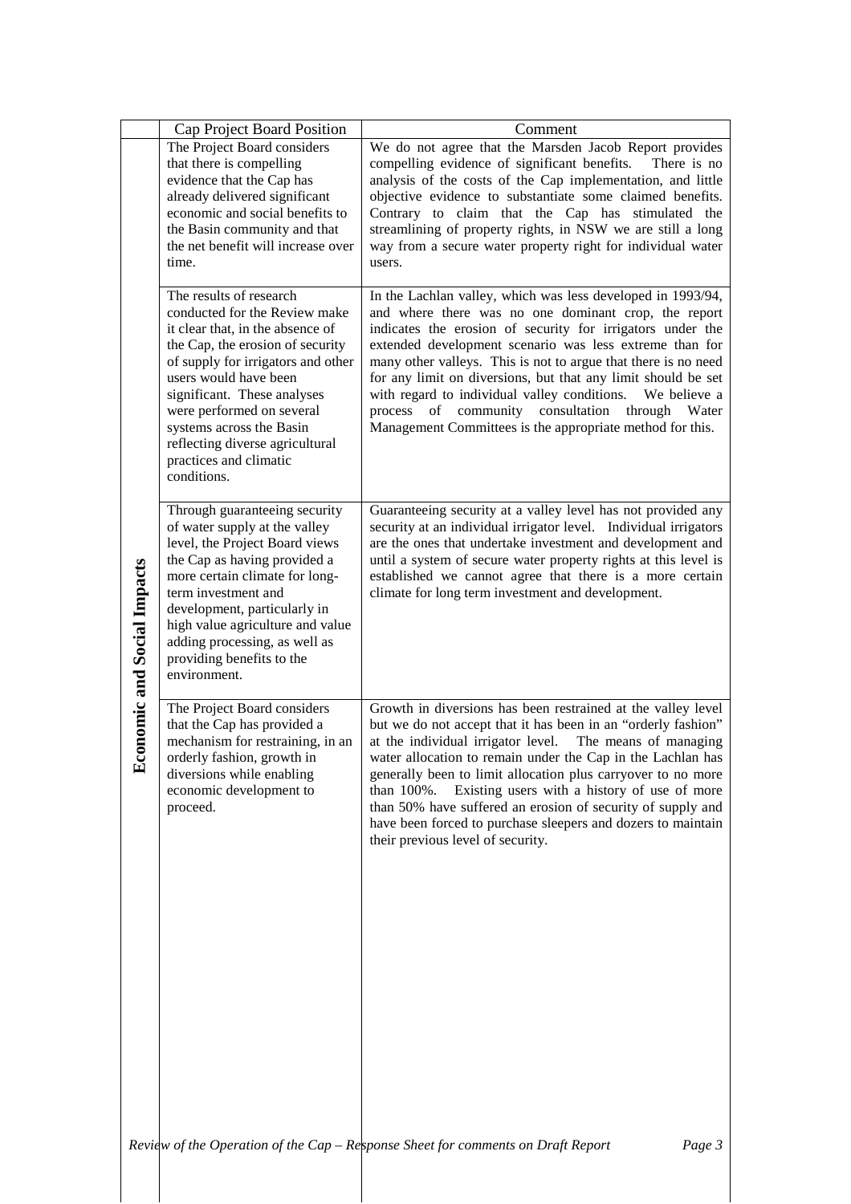| | Cap Project Board Position | Comment |
|---|---|---|
| Economic and Social Impacts | The Project Board considers that there is compelling evidence that the Cap has already delivered significant economic and social benefits to the Basin community and that the net benefit will increase over time. | We do not agree that the Marsden Jacob Report provides compelling evidence of significant benefits. There is no analysis of the costs of the Cap implementation, and little objective evidence to substantiate some claimed benefits. Contrary to claim that the Cap has stimulated the streamlining of property rights, in NSW we are still a long way from a secure water property right for individual water users. |
| | The results of research conducted for the Review make it clear that, in the absence of the Cap, the erosion of security of supply for irrigators and other users would have been significant. These analyses were performed on several systems across the Basin reflecting diverse agricultural practices and climatic conditions. | In the Lachlan valley, which was less developed in 1993/94, and where there was no one dominant crop, the report indicates the erosion of security for irrigators under the extended development scenario was less extreme than for many other valleys. This is not to argue that there is no need for any limit on diversions, but that any limit should be set with regard to individual valley conditions. We believe a process of community consultation through Water Management Committees is the appropriate method for this. |
| | Through guaranteeing security of water supply at the valley level, the Project Board views the Cap as having provided a more certain climate for long-term investment and development, particularly in high value agriculture and value adding processing, as well as providing benefits to the environment. | Guaranteeing security at a valley level has not provided any security at an individual irrigator level. Individual irrigators are the ones that undertake investment and development and until a system of secure water property rights at this level is established we cannot agree that there is a more certain climate for long term investment and development. |
| | The Project Board considers that the Cap has provided a mechanism for restraining, in an orderly fashion, growth in diversions while enabling economic development to proceed. | Growth in diversions has been restrained at the valley level but we do not accept that it has been in an "orderly fashion" at the individual irrigator level. The means of managing water allocation to remain under the Cap in the Lachlan has generally been to limit allocation plus carryover to no more than 100%. Existing users with a history of use of more than 50% have suffered an erosion of security of supply and have been forced to purchase sleepers and dozers to maintain their previous level of security. |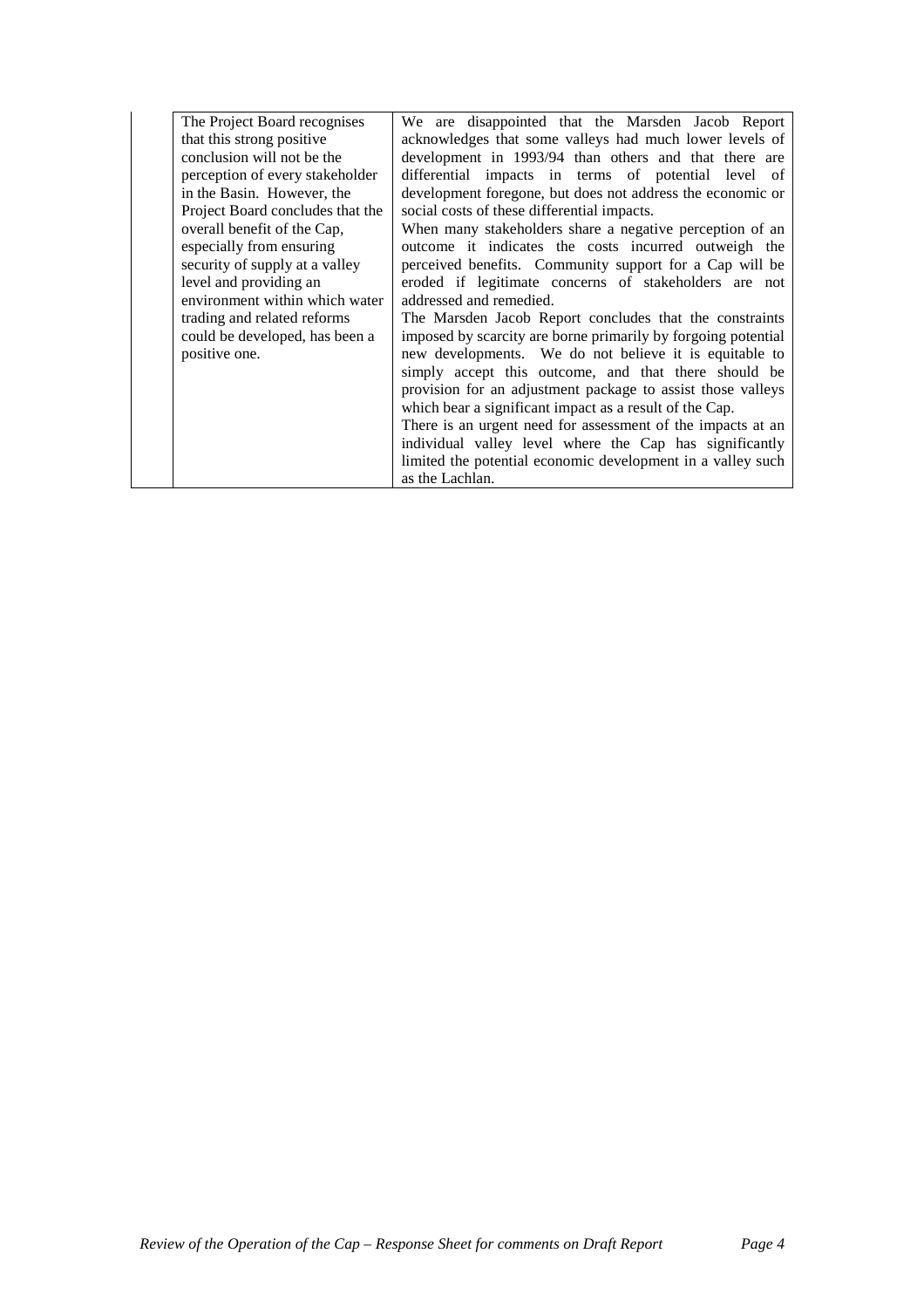|  | The Project Board recognises that this strong positive conclusion will not be the perception of every stakeholder in the Basin. However, the Project Board concludes that the overall benefit of the Cap, especially from ensuring security of supply at a valley level and providing an environment within which water trading and related reforms could be developed, has been a positive one. | We are disappointed that the Marsden Jacob Report acknowledges that some valleys had much lower levels of development in 1993/94 than others and that there are differential impacts in terms of potential level of development foregone, but does not address the economic or social costs of these differential impacts.<br>When many stakeholders share a negative perception of an outcome it indicates the costs incurred outweigh the perceived benefits. Community support for a Cap will be eroded if legitimate concerns of stakeholders are not addressed and remedied.<br>The Marsden Jacob Report concludes that the constraints imposed by scarcity are borne primarily by forgoing potential new developments. We do not believe it is equitable to simply accept this outcome, and that there should be provision for an adjustment package to assist those valleys which bear a significant impact as a result of the Cap.<br>There is an urgent need for assessment of the impacts at an individual valley level where the Cap has significantly limited the potential economic development in a valley such as the Lachlan. |
|---|---|---|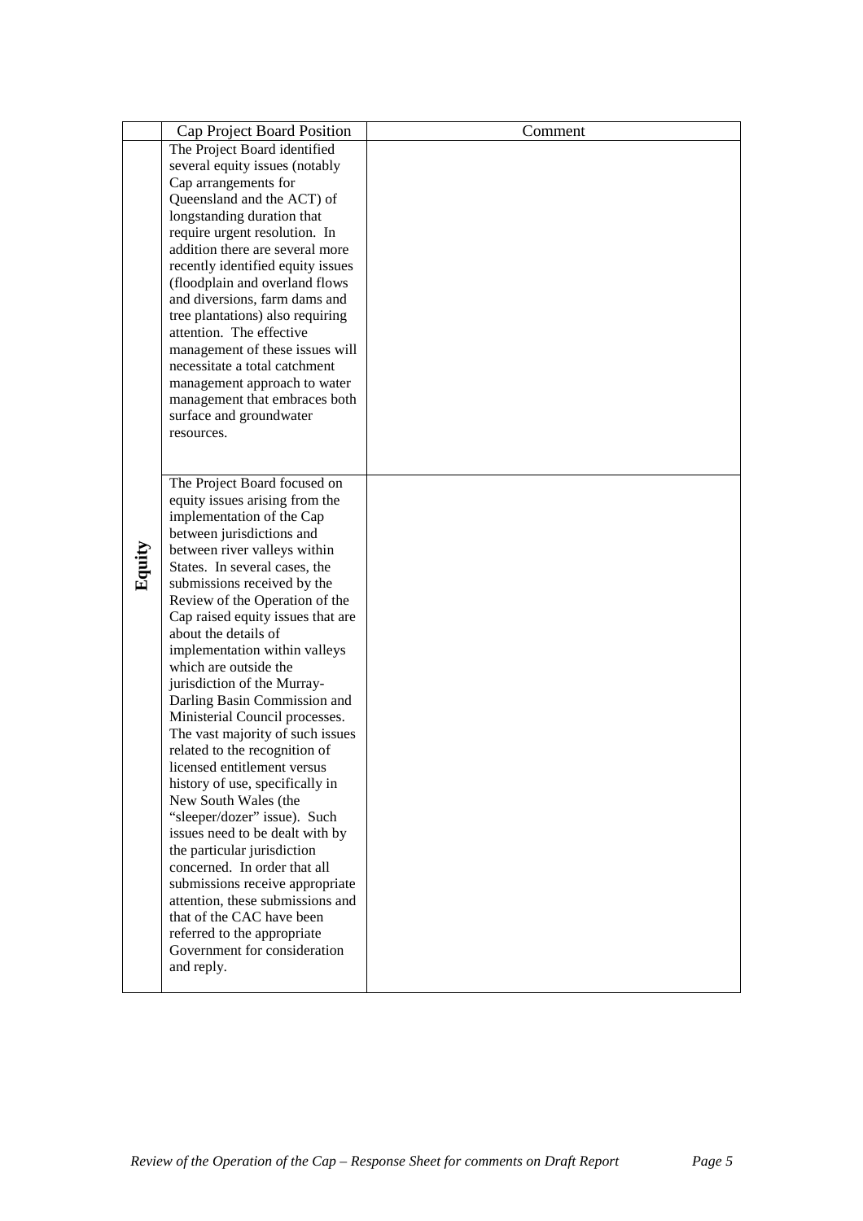| | Cap Project Board Position | Comment |
|---|---|---|
| **Equity** | The Project Board identified several equity issues (notably Cap arrangements for Queensland and the ACT) of longstanding duration that require urgent resolution. In addition there are several more recently identified equity issues (floodplain and overland flows and diversions, farm dams and tree plantations) also requiring attention. The effective management of these issues will necessitate a total catchment management approach to water management that embraces both surface and groundwater resources. | |
| | The Project Board focused on equity issues arising from the implementation of the Cap between jurisdictions and between river valleys within States. In several cases, the submissions received by the Review of the Operation of the Cap raised equity issues that are about the details of implementation within valleys which are outside the jurisdiction of the Murray-Darling Basin Commission and Ministerial Council processes. The vast majority of such issues related to the recognition of licensed entitlement versus history of use, specifically in New South Wales (the "sleeper/dozer" issue). Such issues need to be dealt with by the particular jurisdiction concerned. In order that all submissions receive appropriate attention, these submissions and that of the CAC have been referred to the appropriate Government for consideration and reply. | |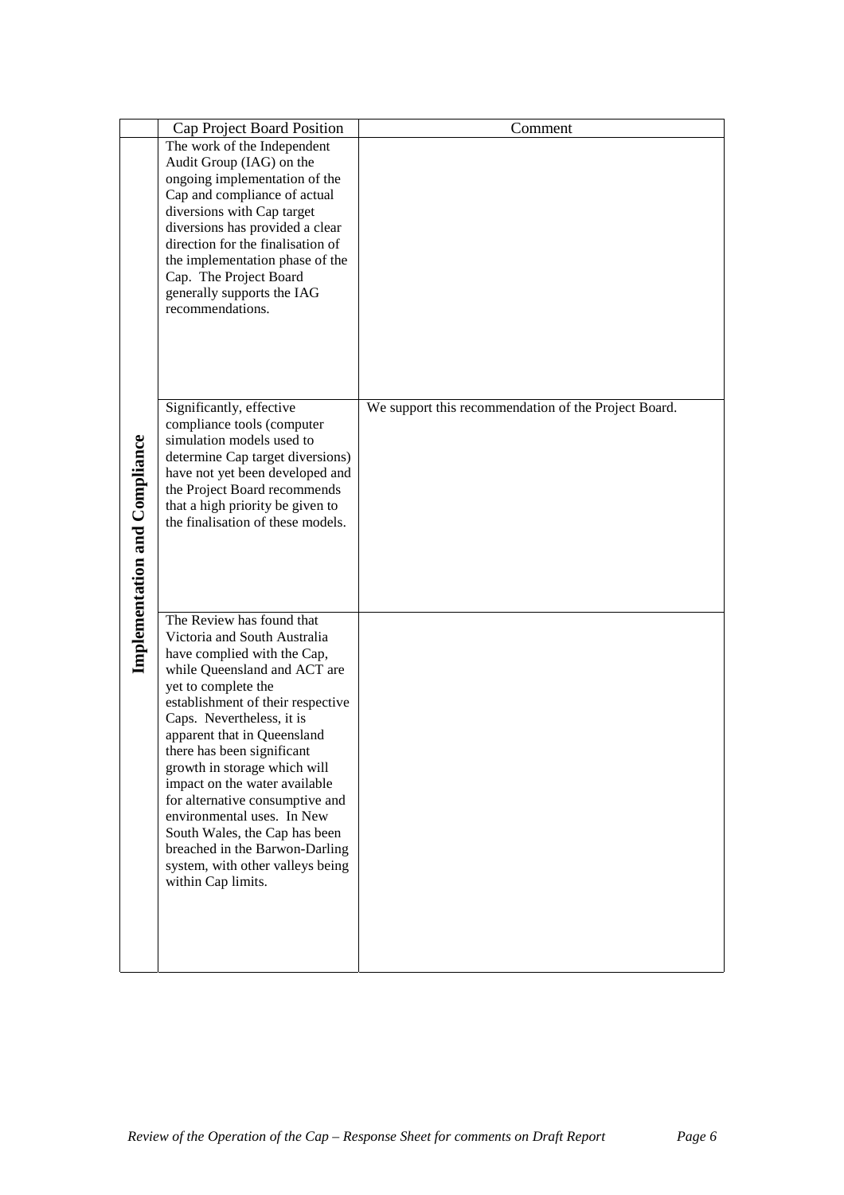| | Cap Project Board Position | Comment |
|---|---|---|
| Implementation and Compliance | The work of the Independent Audit Group (IAG) on the ongoing implementation of the Cap and compliance of actual diversions with Cap target diversions has provided a clear direction for the finalisation of the implementation phase of the Cap. The Project Board generally supports the IAG recommendations. | |
| | Significantly, effective compliance tools (computer simulation models used to determine Cap target diversions) have not yet been developed and the Project Board recommends that a high priority be given to the finalisation of these models. | We support this recommendation of the Project Board. |
| | The Review has found that Victoria and South Australia have complied with the Cap, while Queensland and ACT are yet to complete the establishment of their respective Caps. Nevertheless, it is apparent that in Queensland there has been significant growth in storage which will impact on the water available for alternative consumptive and environmental uses. In New South Wales, the Cap has been breached in the Barwon-Darling system, with other valleys being within Cap limits. | |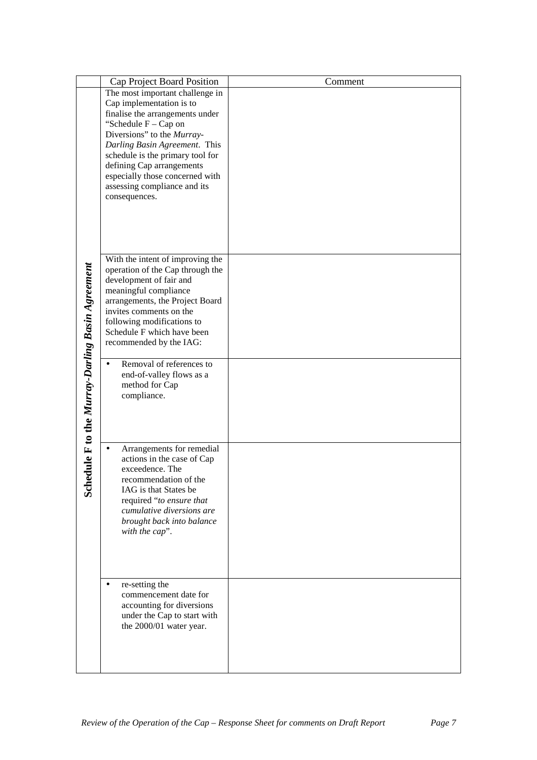| | Cap Project Board Position | Comment |
|---|---|---|
| ***Schedule F to the Murray-Darling Basin Agreement*** | The most important challenge in Cap implementation is to finalise the arrangements under "Schedule F – Cap on Diversions" to the *Murray-Darling Basin Agreement*. This schedule is the primary tool for defining Cap arrangements especially those concerned with assessing compliance and its consequences. | |
| | With the intent of improving the operation of the Cap through the development of fair and meaningful compliance arrangements, the Project Board invites comments on the following modifications to Schedule F which have been recommended by the IAG: | |
| | • Removal of references to end-of-valley flows as a method for Cap compliance. | |
| | • Arrangements for remedial actions in the case of Cap exceedence. The recommendation of the IAG is that States be required "*to ensure that cumulative diversions are brought back into balance with the cap*". | |
| | • re-setting the commencement date for accounting for diversions under the Cap to start with the 2000/01 water year. | |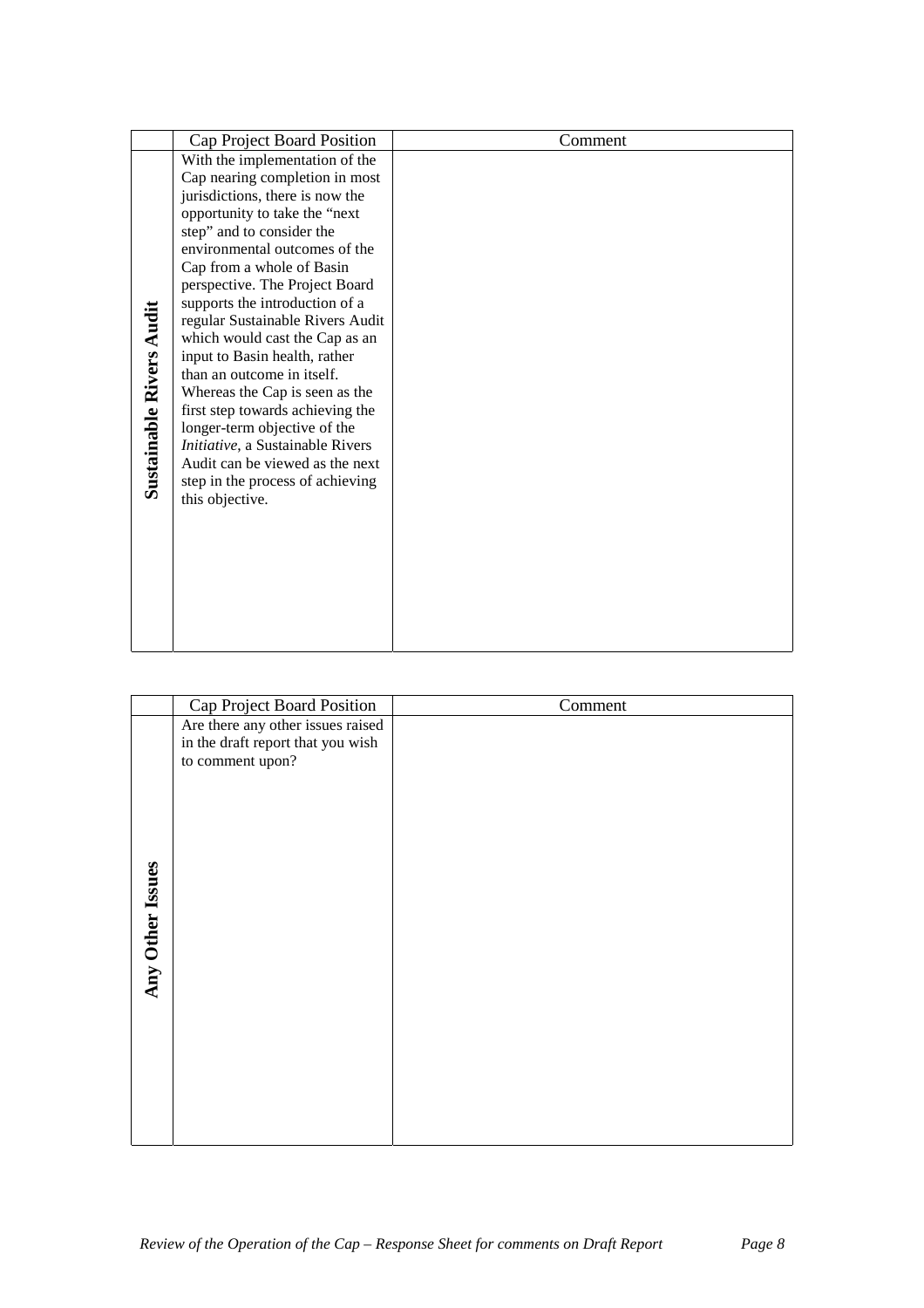| | Cap Project Board Position | Comment |
|---|---|---|
| **Sustainable Rivers Audit** | With the implementation of the Cap nearing completion in most jurisdictions, there is now the opportunity to take the "next step" and to consider the environmental outcomes of the Cap from a whole of Basin perspective. The Project Board supports the introduction of a regular Sustainable Rivers Audit which would cast the Cap as an input to Basin health, rather than an outcome in itself. Whereas the Cap is seen as the first step towards achieving the longer-term objective of the *Initiative*, a Sustainable Rivers Audit can be viewed as the next step in the process of achieving this objective. | |

| | Cap Project Board Position | Comment |
|---|---|---|
| **Any Other Issues** | Are there any other issues raised in the draft report that you wish to comment upon? | |